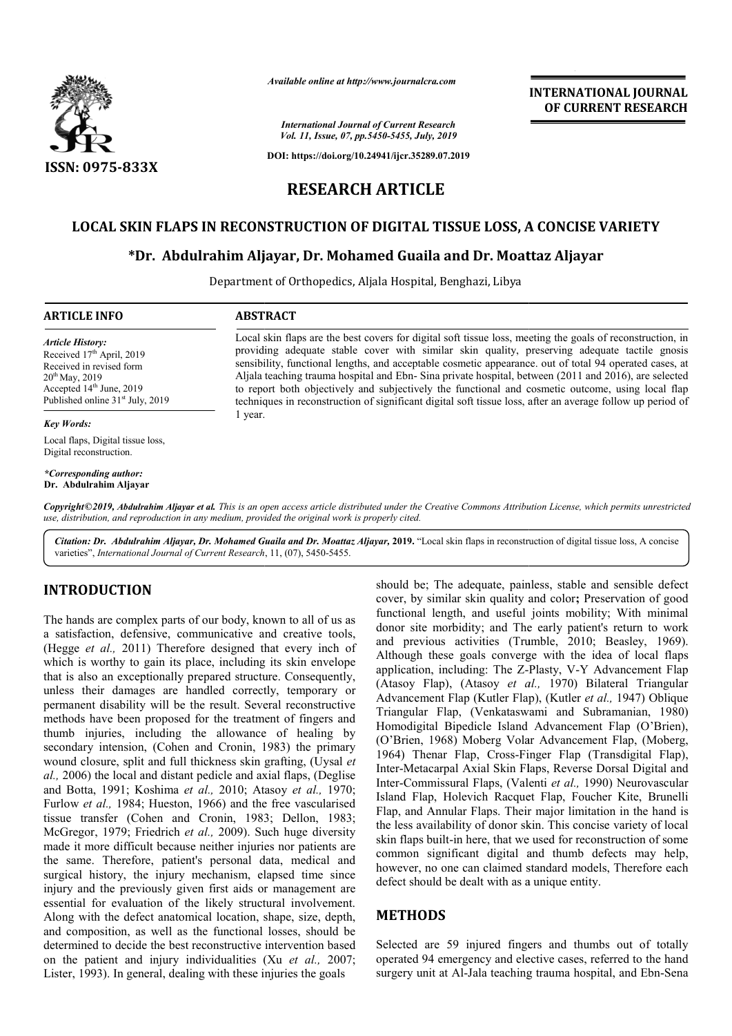*Available online at http://www.journalcra.com*

*International Journal of Current Research*
*Vol. 11, Issue, 07, pp.5450-5455, July, 2019*

**DOI: https://doi.org/10.24941/ijcr.35289.07.2019**

**ISSN: 0975-833X**

**INTERNATIONAL JOURNAL OF CURRENT RESEARCH**

# RESEARCH ARTICLE

## LOCAL SKIN FLAPS IN RECONSTRUCTION OF DIGITAL TISSUE LOSS, A CONCISE VARIETY

**\*Dr. Abdulrahim Aljayar, Dr. Mohamed Guaila and Dr. Moattaz Aljayar**

Department of Orthopedics, Aljala Hospital, Benghazi, Libya

**ARTICLE INFO**

*Article History:*
Received 17th April, 2019
Received in revised form
20th May, 2019
Accepted 14th June, 2019
Published online 31st July, 2019

*Key Words:*
Local flaps, Digital tissue loss, Digital reconstruction.

*\*Corresponding author:*
**Dr. Abdulrahim Aljayar**

**ABSTRACT**

Local skin flaps are the best covers for digital soft tissue loss, meeting the goals of reconstruction, in providing adequate stable cover with similar skin quality, preserving adequate tactile gnosis sensibility, functional lengths, and acceptable cosmetic appearance. out of total 94 operated cases, at Aljala teaching trauma hospital and Ebn- Sina private hospital, between (2011 and 2016), are selected to report both objectively and subjectively the functional and cosmetic outcome, using local flap techniques in reconstruction of significant digital soft tissue loss, after an average follow up period of 1 year.

*Copyright©2019, Abdulrahim Aljayar et al. This is an open access article distributed under the Creative Commons Attribution License, which permits unrestricted use, distribution, and reproduction in any medium, provided the original work is properly cited.*

***Citation: Dr. Abdulrahim Aljayar, Dr. Mohamed Guaila and Dr. Moattaz Aljayar, 2019.*** "Local skin flaps in reconstruction of digital tissue loss, A concise varieties", *International Journal of Current Research*, 11, (07), 5450-5455.

## INTRODUCTION

The hands are complex parts of our body, known to all of us as a satisfaction, defensive, communicative and creative tools, (Hegge *et al.,* 2011) Therefore designed that every inch of which is worthy to gain its place, including its skin envelope that is also an exceptionally prepared structure. Consequently, unless their damages are handled correctly, temporary or permanent disability will be the result. Several reconstructive methods have been proposed for the treatment of fingers and thumb injuries, including the allowance of healing by secondary intension, (Cohen and Cronin, 1983) the primary wound closure, split and full thickness skin grafting, (Uysal *et al.,* 2006) the local and distant pedicle and axial flaps, (Deglise and Botta, 1991; Koshima *et al.,* 2010; Atasoy *et al.,* 1970; Furlow *et al.,* 1984; Hueston, 1966) and the free vascularised tissue transfer (Cohen and Cronin, 1983; Dellon, 1983; McGregor, 1979; Friedrich *et al.,* 2009). Such huge diversity made it more difficult because neither injuries nor patients are the same. Therefore, patient's personal data, medical and surgical history, the injury mechanism, elapsed time since injury and the previously given first aids or management are essential for evaluation of the likely structural involvement. Along with the defect anatomical location, shape, size, depth, and composition, as well as the functional losses, should be determined to decide the best reconstructive intervention based on the patient and injury individualities (Xu *et al.,* 2007; Lister, 1993). In general, dealing with these injuries the goals should be; The adequate, painless, stable and sensible defect cover, by similar skin quality and color**;** Preservation of good functional length, and useful joints mobility; With minimal donor site morbidity; and The early patient's return to work and previous activities (Trumble, 2010; Beasley, 1969). Although these goals converge with the idea of local flaps application, including: The Z-Plasty, V-Y Advancement Flap (Atasoy Flap), (Atasoy *et al.,* 1970) Bilateral Triangular Advancement Flap (Kutler Flap), (Kutler *et al.,* 1947) Oblique Triangular Flap, (Venkataswami and Subramanian, 1980) Homodigital Bipedicle Island Advancement Flap (O'Brien), (O'Brien, 1968) Moberg Volar Advancement Flap, (Moberg, 1964) Thenar Flap, Cross-Finger Flap (Transdigital Flap), Inter-Metacarpal Axial Skin Flaps, Reverse Dorsal Digital and Inter-Commissural Flaps, (Valenti *et al.,* 1990) Neurovascular Island Flap, Holevich Racquet Flap, Foucher Kite, Brunelli Flap, and Annular Flaps. Their major limitation in the hand is the less availability of donor skin. This concise variety of local skin flaps built-in here, that we used for reconstruction of some common significant digital and thumb defects may help, however, no one can claimed standard models, Therefore each defect should be dealt with as a unique entity.

## METHODS

Selected are 59 injured fingers and thumbs out of totally operated 94 emergency and elective cases, referred to the hand surgery unit at Al-Jala teaching trauma hospital, and Ebn-Sena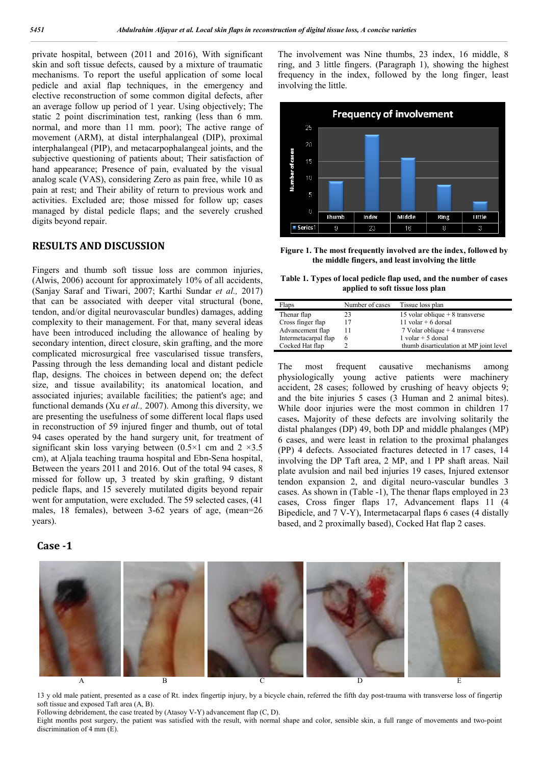private hospital, between (2011 and 2016), With significant skin and soft tissue defects, caused by a mixture of traumatic mechanisms. To report the useful application of some local pedicle and axial flap techniques, in the emergency and elective reconstruction of some common digital defects, after an average follow up period of 1 year. Using objectively; The static 2 point discrimination test, ranking (less than 6 mm. normal, and more than 11 mm. poor); The active range of movement (ARM), at distal interphalangeal (DIP), proximal interphalangeal (PIP), and metacarpophalangeal joints, and the subjective questioning of patients about; Their satisfaction of hand appearance; Presence of pain, evaluated by the visual analog scale (VAS), considering Zero as pain free, while 10 as pain at rest; and Their ability of return to previous work and activities. Excluded are; those missed for follow up; cases managed by distal pedicle flaps; and the severely crushed digits beyond repair.

## RESULTS AND DISCUSSION

Fingers and thumb soft tissue loss are common injuries, (Alwis, 2006) account for approximately 10% of all accidents, (Sanjay Saraf and Tiwari, 2007; Karthi Sundar *et al.,* 2017) that can be associated with deeper vital structural (bone, tendon, and/or digital neurovascular bundles) damages, adding complexity to their management. For that, many several ideas have been introduced including the allowance of healing by secondary intention, direct closure, skin grafting, and the more complicated microsurgical free vascularised tissue transfers, Passing through the less demanding local and distant pedicle flap, designs. The choices in between depend on; The defect size, and tissue availability; its anatomical location, and associated injuries; available facilities; the patient's age; and functional demands (Xu *et al.,* 2007). Among this diversity, we are presenting the usefulness of some different local flaps used in reconstruction of 59 injured finger and thumb, out of total 94 cases operated by the hand surgery unit, for treatment of significant skin loss varying between (0.5×1 cm and 2 ×3.5 cm), at Aljala teaching trauma hospital and Ebn-Sena hospital, Between the years 2011 and 2016. Out of the total 94 cases, 8 missed for follow up, 3 treated by skin grafting, 9 distant pedicle flaps, and 15 severely mutilated digits beyond repair went for amputation, were excluded. The 59 selected cases, (41 males, 18 females), between 3-62 years of age, (mean=26 years).

The involvement was Nine thumbs, 23 index, 16 middle, 8 ring, and 3 little fingers. (Paragraph 1), showing the highest frequency in the index, followed by the long finger, least involving the little.

**Frequency of involvement**

| | Thumb | Index | Middle | Ring | Little |
|---|---|---|---|---|---|
| Series1 | 9 | 23 | 16 | 8 | 3 |

**Figure 1. The most frequently involved are the index, followed by the middle fingers, and least involving the little**

**Table 1. Types of local pedicle flap used, and the number of cases applied to soft tissue loss plan**

| Flaps | Number of cases | Tissue loss plan |
|---|---|---|
| Thenar flap | 23 | 15 volar oblique + 8 transverse |
| Cross finger flap | 17 | 11 volar + 6 dorsal |
| Advancement flap | 11 | 7 Volar oblique + 4 transverse |
| Intermetacarpal flap | 6 | 1 volar + 5 dorsal |
| Cocked Hat flap | 2 | thumb disarticulation at MP joint level |

The most frequent causative mechanisms among physiologically young active patients were machinery accident, 28 cases; followed by crushing of heavy objects 9; and the bite injuries 5 cases (3 Human and 2 animal bites). While door injuries were the most common in children 17 cases**.** Majority of these defects are involving solitarily the distal phalanges (DP) 49, both DP and middle phalanges (MP) 6 cases, and were least in relation to the proximal phalanges (PP) 4 defects. Associated fractures detected in 17 cases, 14 involving the DP Taft area, 2 MP, and 1 PP shaft areas. Nail plate avulsion and nail bed injuries 19 cases, Injured extensor tendon expansion 2, and digital neuro-vascular bundles 3 cases. As shown in (Table -1), The thenar flaps employed in 23 cases, Cross finger flaps 17, Advancement flaps 11 (4 Bipedicle, and 7 V-Y), Intermetacarpal flaps 6 cases (4 distally based, and 2 proximally based), Cocked Hat flap 2 cases.

### Case -1

A B C D E

13 y old male patient, presented as a case of Rt. index fingertip injury, by a bicycle chain, referred the fifth day post-trauma with transverse loss of fingertip soft tissue and exposed Taft area (A, B).

Following debridement, the case treated by (Atasoy V-Y) advancement flap (C, D).

Eight months post surgery, the patient was satisfied with the result, with normal shape and color, sensible skin, a full range of movements and two-point discrimination of 4 mm (E).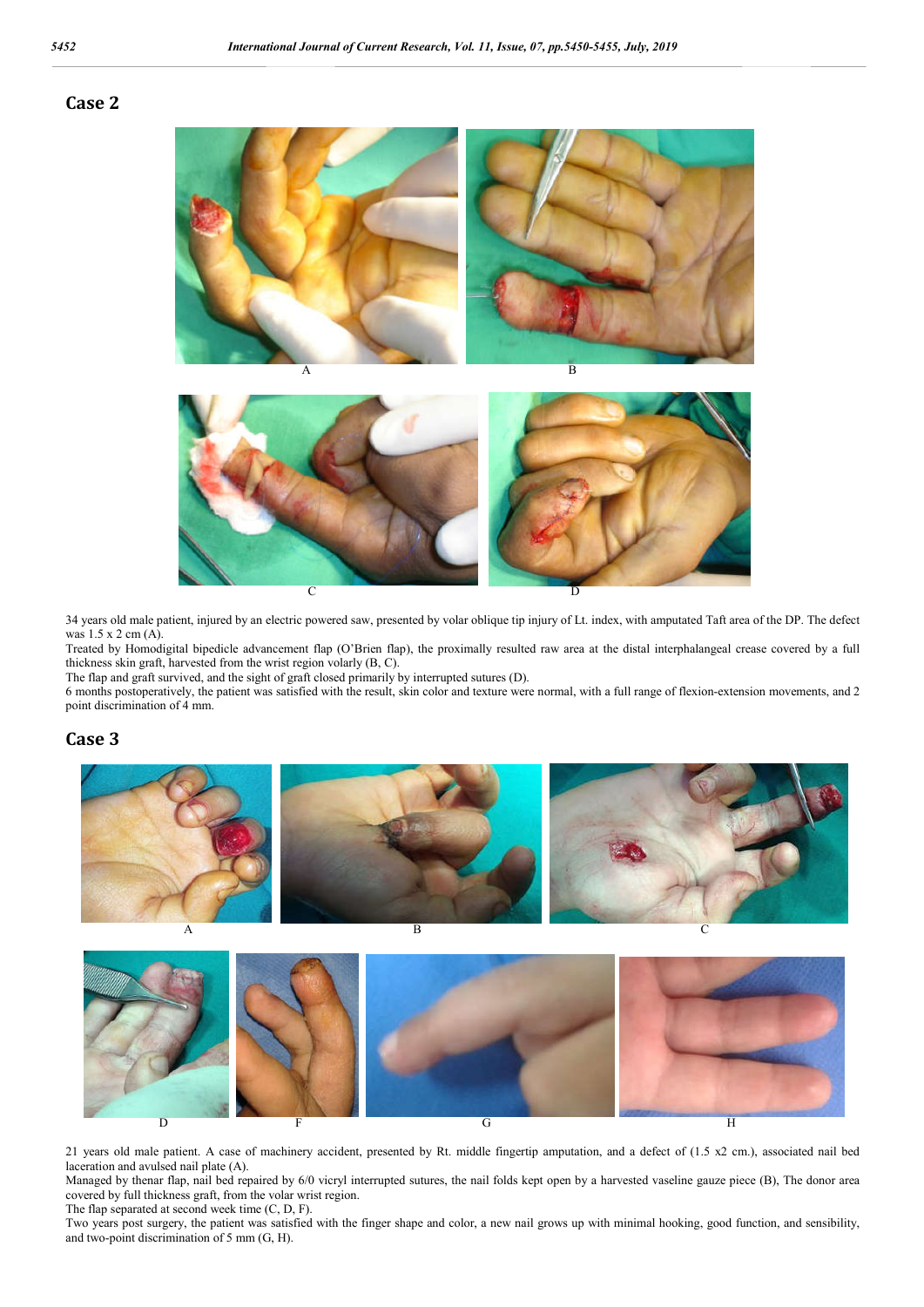## Case 2

A B

C D

34 years old male patient, injured by an electric powered saw, presented by volar oblique tip injury of Lt. index, with amputated Taft area of the DP. The defect was 1.5 x 2 cm (A).

Treated by Homodigital bipedicle advancement flap (O'Brien flap), the proximally resulted raw area at the distal interphalangeal crease covered by a full thickness skin graft, harvested from the wrist region volarly (B, C).

The flap and graft survived, and the sight of graft closed primarily by interrupted sutures (D).

6 months postoperatively, the patient was satisfied with the result, skin color and texture were normal, with a full range of flexion-extension movements, and 2 point discrimination of 4 mm.

## Case 3

A B C

D F G H

21 years old male patient. A case of machinery accident, presented by Rt. middle fingertip amputation, and a defect of (1.5 x2 cm.), associated nail bed laceration and avulsed nail plate (A).

Managed by thenar flap, nail bed repaired by 6/0 vicryl interrupted sutures, the nail folds kept open by a harvested vaseline gauze piece (B), The donor area covered by full thickness graft, from the volar wrist region.

The flap separated at second week time (C, D, F).

Two years post surgery, the patient was satisfied with the finger shape and color, a new nail grows up with minimal hooking, good function, and sensibility, and two-point discrimination of 5 mm (G, H).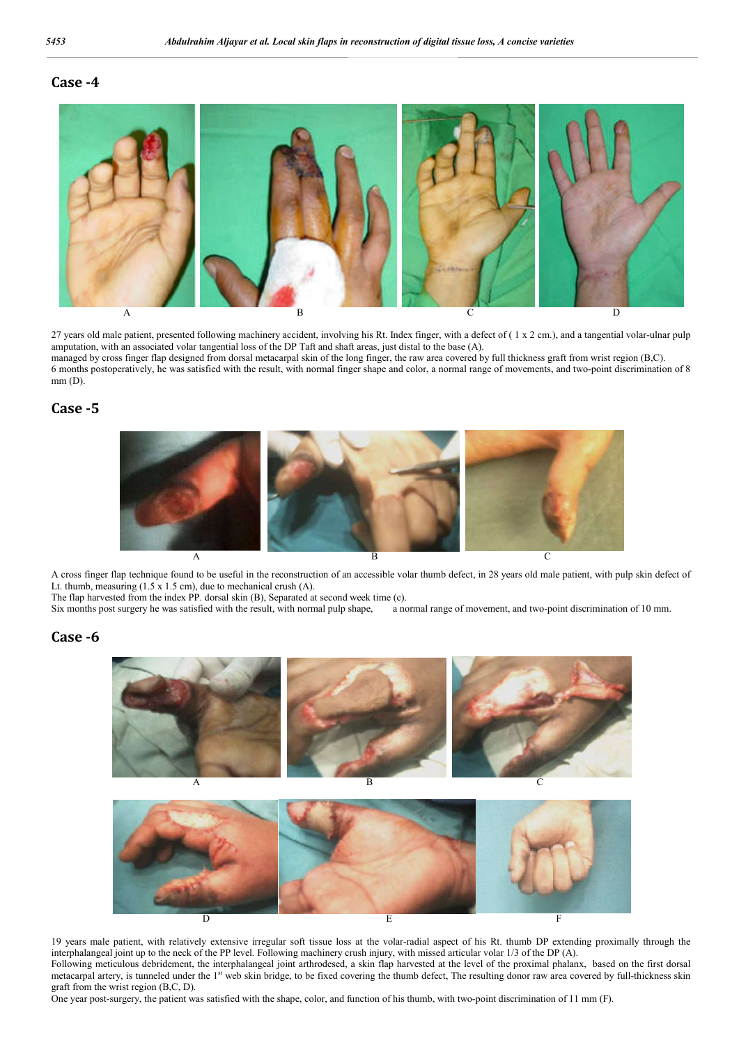## Case -4

A B C D

27 years old male patient, presented following machinery accident, involving his Rt. Index finger, with a defect of ( 1 x 2 cm.), and a tangential volar-ulnar pulp amputation, with an associated volar tangential loss of the DP Taft and shaft areas, just distal to the base (A).

managed by cross finger flap designed from dorsal metacarpal skin of the long finger, the raw area covered by full thickness graft from wrist region (B,C).

6 months postoperatively, he was satisfied with the result, with normal finger shape and color, a normal range of movements, and two-point discrimination of 8 mm (D).

## Case -5

A B C

A cross finger flap technique found to be useful in the reconstruction of an accessible volar thumb defect, in 28 years old male patient, with pulp skin defect of Lt. thumb, measuring (1.5 x 1.5 cm), due to mechanical crush (A).

The flap harvested from the index PP. dorsal skin (B), Separated at second week time (c).

Six months post surgery he was satisfied with the result, with normal pulp shape, a normal range of movement, and two-point discrimination of 10 mm.

## Case -6

A B C

D E F

19 years male patient, with relatively extensive irregular soft tissue loss at the volar-radial aspect of his Rt. thumb DP extending proximally through the interphalangeal joint up to the neck of the PP level. Following machinery crush injury, with missed articular volar 1/3 of the DP (A).

Following meticulous debridement, the interphalangeal joint arthrodesed, a skin flap harvested at the level of the proximal phalanx, based on the first dorsal metacarpal artery, is tunneled under the 1st web skin bridge, to be fixed covering the thumb defect, The resulting donor raw area covered by full-thickness skin graft from the wrist region (B,C, D).

One year post-surgery, the patient was satisfied with the shape, color, and function of his thumb, with two-point discrimination of 11 mm (F).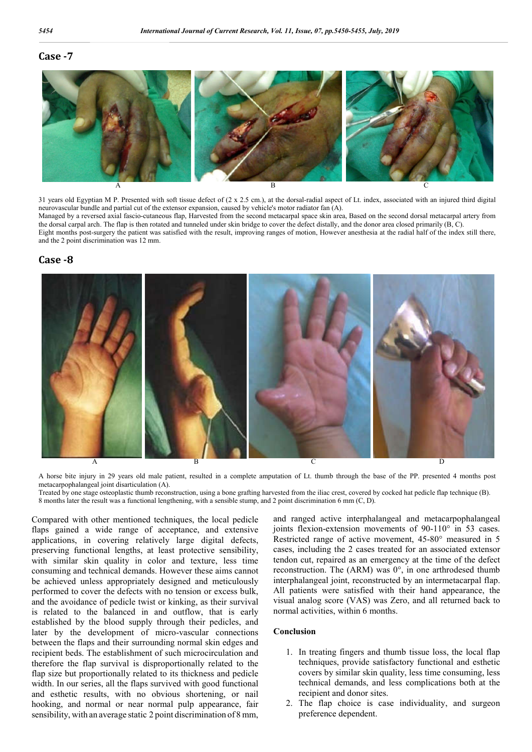## Case -7

A B C

31 years old Egyptian M P. Presented with soft tissue defect of (2 x 2.5 cm.), at the dorsal-radial aspect of Lt. index, associated with an injured third digital neurovascular bundle and partial cut of the extensor expansion, caused by vehicle's motor radiator fan (A).
Managed by a reversed axial fascio-cutaneous flap, Harvested from the second metacarpal space skin area, Based on the second dorsal metacarpal artery from the dorsal carpal arch. The flap is then rotated and tunneled under skin bridge to cover the defect distally, and the donor area closed primarily (B, C).
Eight months post-surgery the patient was satisfied with the result, improving ranges of motion, However anesthesia at the radial half of the index still there, and the 2 point discrimination was 12 mm.

## Case -8

A B C D

A horse bite injury in 29 years old male patient, resulted in a complete amputation of Lt. thumb through the base of the PP. presented 4 months post metacarpophalangeal joint disarticulation (A).
Treated by one stage osteoplastic thumb reconstruction, using a bone grafting harvested from the iliac crest, covered by cocked hat pedicle flap technique (B).
8 months later the result was a functional lengthening, with a sensible stump, and 2 point discrimination 6 mm (C, D).

Compared with other mentioned techniques, the local pedicle flaps gained a wide range of acceptance, and extensive applications, in covering relatively large digital defects, preserving functional lengths, at least protective sensibility, with similar skin quality in color and texture, less time consuming and technical demands. However these aims cannot be achieved unless appropriately designed and meticulously performed to cover the defects with no tension or excess bulk, and the avoidance of pedicle twist or kinking, as their survival is related to the balanced in and outflow, that is early established by the blood supply through their pedicles, and later by the development of micro-vascular connections between the flaps and their surrounding normal skin edges and recipient beds. The establishment of such microcirculation and therefore the flap survival is disproportionally related to the flap size but proportionally related to its thickness and pedicle width. In our series, all the flaps survived with good functional and esthetic results, with no obvious shortening, or nail hooking, and normal or near normal pulp appearance, fair sensibility, with an average static 2 point discrimination of 8 mm, and ranged active interphalangeal and metacarpophalangeal joints flexion-extension movements of 90-110° in 53 cases. Restricted range of active movement, 45-80° measured in 5 cases, including the 2 cases treated for an associated extensor tendon cut, repaired as an emergency at the time of the defect reconstruction. The (ARM) was 0°, in one arthrodesed thumb interphalangeal joint, reconstructed by an intermetacarpal flap. All patients were satisfied with their hand appearance, the visual analog score (VAS) was Zero, and all returned back to normal activities, within 6 months.

### Conclusion

1. In treating fingers and thumb tissue loss, the local flap techniques, provide satisfactory functional and esthetic covers by similar skin quality, less time consuming, less technical demands, and less complications both at the recipient and donor sites.
2. The flap choice is case individuality, and surgeon preference dependent.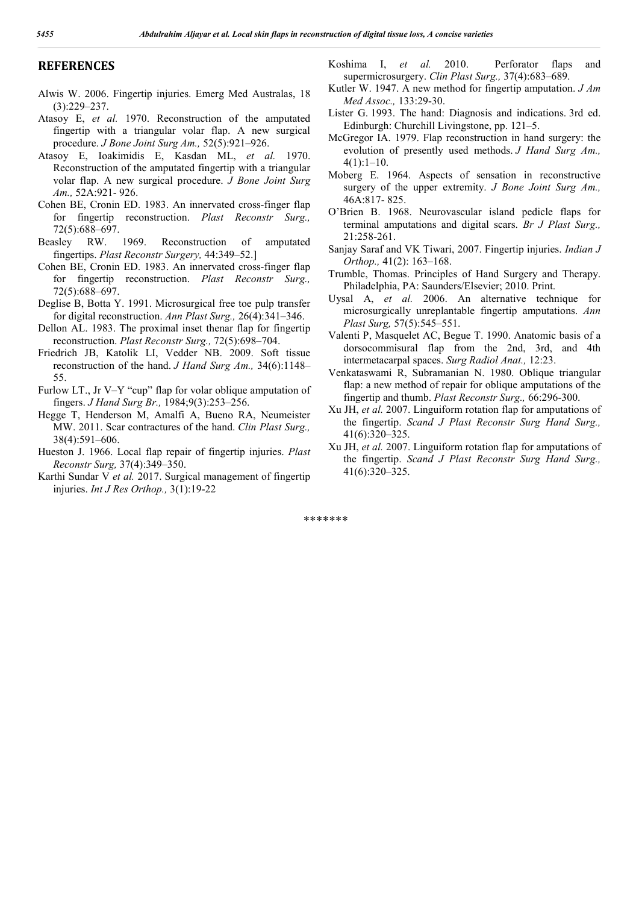## REFERENCES

Alwis W. 2006. Fingertip injuries. Emerg Med Australas, 18 (3):229–237.

Atasoy E, *et al.* 1970. Reconstruction of the amputated fingertip with a triangular volar flap. A new surgical procedure. *J Bone Joint Surg Am.,* 52(5):921–926.

Atasoy E, Ioakimidis E, Kasdan ML, *et al.* 1970. Reconstruction of the amputated fingertip with a triangular volar flap. A new surgical procedure. *J Bone Joint Surg Am.,* 52A:921- 926.

Cohen BE, Cronin ED. 1983. An innervated cross-finger flap for fingertip reconstruction. *Plast Reconstr Surg.,* 72(5):688–697.

Beasley RW. 1969. Reconstruction of amputated fingertips. *Plast Reconstr Surgery,* 44:349–52.]

Cohen BE, Cronin ED. 1983. An innervated cross-finger flap for fingertip reconstruction. *Plast Reconstr Surg.,* 72(5):688–697.

Deglise B, Botta Y. 1991. Microsurgical free toe pulp transfer for digital reconstruction. *Ann Plast Surg.,* 26(4):341–346.

Dellon AL. 1983. The proximal inset thenar flap for fingertip reconstruction. *Plast Reconstr Surg.,* 72(5):698–704.

Friedrich JB, Katolik LI, Vedder NB. 2009. Soft tissue reconstruction of the hand. *J Hand Surg Am.,* 34(6):1148–55.

Furlow LT., Jr V–Y "cup" flap for volar oblique amputation of fingers. *J Hand Surg Br.,* 1984;9(3):253–256.

Hegge T, Henderson M, Amalfi A, Bueno RA, Neumeister MW. 2011. Scar contractures of the hand. *Clin Plast Surg.,* 38(4):591–606.

Hueston J. 1966. Local flap repair of fingertip injuries. *Plast Reconstr Surg,* 37(4):349–350.

Karthi Sundar V *et al.* 2017. Surgical management of fingertip injuries. *Int J Res Orthop.,* 3(1):19-22

Koshima I, *et al.* 2010. Perforator flaps and supermicrosurgery. *Clin Plast Surg.,* 37(4):683–689.

Kutler W. 1947. A new method for fingertip amputation. *J Am Med Assoc.,* 133:29-30.

Lister G. 1993. The hand: Diagnosis and indications. 3rd ed. Edinburgh: Churchill Livingstone, pp. 121–5.

McGregor IA. 1979. Flap reconstruction in hand surgery: the evolution of presently used methods. *J Hand Surg Am.,* 4(1):1–10.

Moberg E. 1964. Aspects of sensation in reconstructive surgery of the upper extremity. *J Bone Joint Surg Am.,* 46A:817- 825.

O'Brien B. 1968. Neurovascular island pedicle flaps for terminal amputations and digital scars. *Br J Plast Surg.,* 21:258-261.

Sanjay Saraf and VK Tiwari, 2007. Fingertip injuries. *Indian J Orthop.,* 41(2): 163–168.

Trumble, Thomas. Principles of Hand Surgery and Therapy. Philadelphia, PA: Saunders/Elsevier; 2010. Print.

Uysal A, *et al.* 2006. An alternative technique for microsurgically unreplantable fingertip amputations. *Ann Plast Surg,* 57(5):545–551.

Valenti P, Masquelet AC, Begue T. 1990. Anatomic basis of a dorsocommisural flap from the 2nd, 3rd, and 4th intermetacarpal spaces. *Surg Radiol Anat.,* 12:23.

Venkataswami R, Subramanian N. 1980. Oblique triangular flap: a new method of repair for oblique amputations of the fingertip and thumb. *Plast Reconstr Surg.,* 66:296-300.

Xu JH, *et al.* 2007. Linguiform rotation flap for amputations of the fingertip. *Scand J Plast Reconstr Surg Hand Surg.,* 41(6):320–325.

Xu JH, *et al.* 2007. Linguiform rotation flap for amputations of the fingertip. *Scand J Plast Reconstr Surg Hand Surg.,* 41(6):320–325.

*******